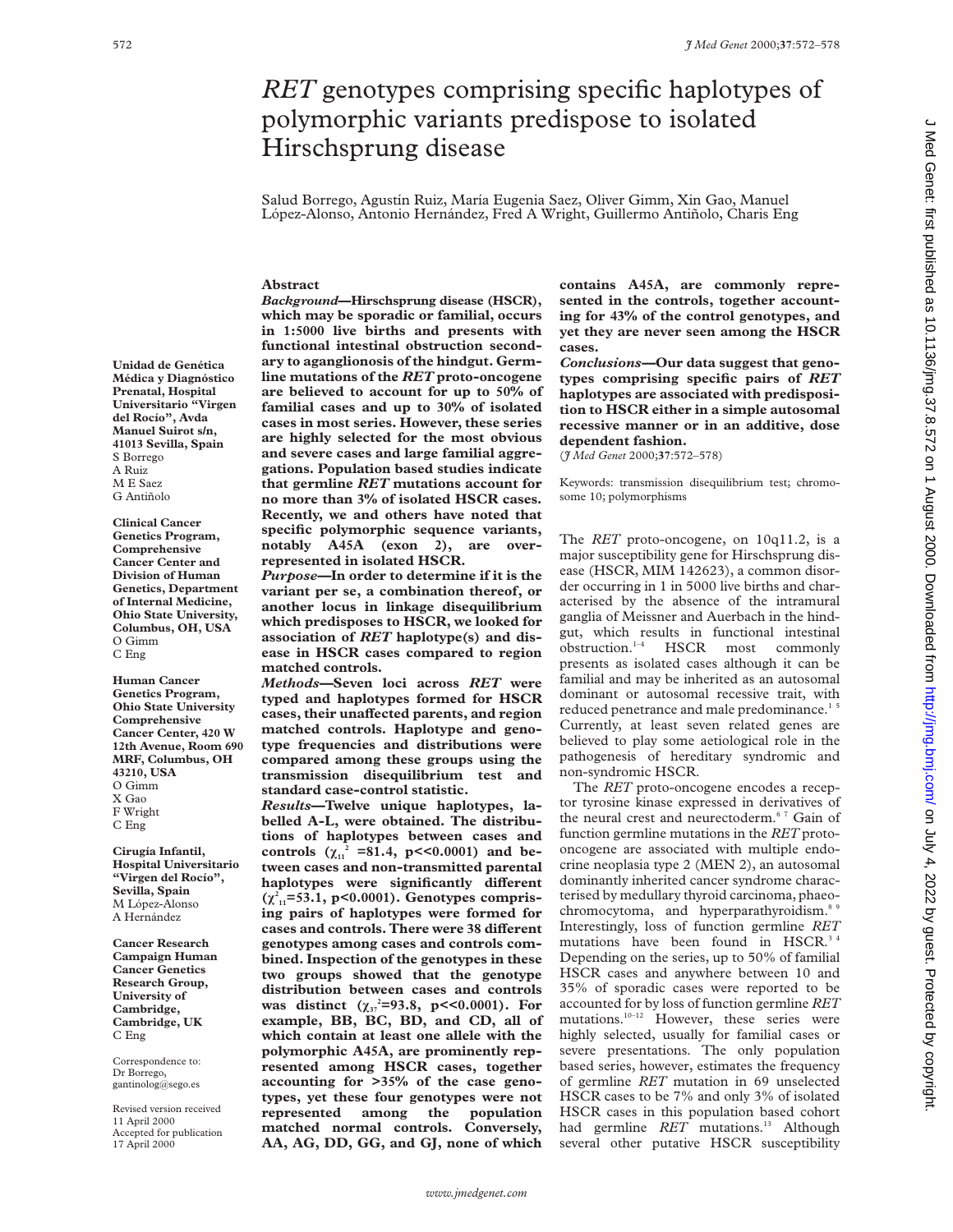# *RET* genotypes comprising specific haplotypes of polymorphic variants predispose to isolated Hirschsprung disease

Salud Borrego, Agustín Ruiz, María Eugenia Saez, Oliver Gimm, Xin Gao, Manuel López-Alonso, Antonio Hernández, Fred A Wright, Guillermo Antiñolo, Charis Eng

**Unidad de Genética Médica y Diagnóstico Prenatal, Hospital Universitario "Virgen del Rocío", Avda Manuel Suirot s/n, 41013 Sevilla, Spain**
S Borrego
A Ruiz
M E Saez
G Antiñolo

**Clinical Cancer Genetics Program, Comprehensive Cancer Center and Division of Human Genetics, Department of Internal Medicine, Ohio State University, Columbus, OH, USA**
O Gimm
C Eng

**Human Cancer Genetics Program, Ohio State University Comprehensive Cancer Center, 420 W 12th Avenue, Room 690 MRF, Columbus, OH 43210, USA**
O Gimm
X Gao
F Wright
C Eng

**Cirugía Infantil, Hospital Universitario "Virgen del Rocío", Sevilla, Spain**
M López-Alonso
A Hernández

**Cancer Research Campaign Human Cancer Genetics Research Group, University of Cambridge, Cambridge, UK**
C Eng

Correspondence to: Dr Borrego, gantinolog@sego.es

Revised version received 11 April 2000
Accepted for publication 17 April 2000

## Abstract

***Background*—Hirschsprung disease (HSCR), which may be sporadic or familial, occurs in 1:5000 live births and presents with functional intestinal obstruction secondary to aganglionosis of the hindgut. Germline mutations of the *RET* proto-oncogene are believed to account for up to 50% of familial cases and up to 30% of isolated cases in most series. However, these series are highly selected for the most obvious and severe cases and large familial aggregations. Population based studies indicate that germline *RET* mutations account for no more than 3% of isolated HSCR cases. Recently, we and others have noted that specific polymorphic sequence variants, notably A45A (exon 2), are over-represented in isolated HSCR.**

***Purpose*—In order to determine if it is the variant per se, a combination thereof, or another locus in linkage disequilibrium which predisposes to HSCR, we looked for association of *RET* haplotype(s) and disease in HSCR cases compared to region matched controls.**

***Methods*—Seven loci across *RET* were typed and haplotypes formed for HSCR cases, their unaffected parents, and region matched controls. Haplotype and genotype frequencies and distributions were compared among these groups using the transmission disequilibrium test and standard case-control statistic.**

***Results*—Twelve unique haplotypes, labelled A-L, were obtained. The distributions of haplotypes between cases and controls ($\chi^2_{11}$ =81.4, p<<0.0001) and between cases and non-transmitted parental haplotypes were significantly different ($\chi^2_{11}$=53.1, p<0.0001). Genotypes comprising pairs of haplotypes were formed for cases and controls. There were 38 different genotypes among cases and controls combined. Inspection of the genotypes in these two groups showed that the genotype distribution between cases and controls was distinct ($\chi^2_{37}$=93.8, p<<0.0001). For example, BB, BC, BD, and CD, all of which contain at least one allele with the polymorphic A45A, are prominently represented among HSCR cases, together accounting for >35% of the case genotypes, yet these four genotypes were not represented among the population matched normal controls. Conversely, AA, AG, DD, GG, and GJ, none of which contains A45A, are commonly represented in the controls, together accounting for 43% of the control genotypes, and yet they are never seen among the HSCR cases.**

***Conclusions*—Our data suggest that genotypes comprising specific pairs of *RET* haplotypes are associated with predisposition to HSCR either in a simple autosomal recessive manner or in an additive, dose dependent fashion.**

(*J Med Genet* 2000;**37**:572–578)

Keywords: transmission disequilibrium test; chromosome 10; polymorphisms

The *RET* proto-oncogene, on 10q11.2, is a major susceptibility gene for Hirschsprung disease (HSCR, MIM 142623), a common disorder occurring in 1 in 5000 live births and characterised by the absence of the intramural ganglia of Meissner and Auerbach in the hindgut, which results in functional intestinal obstruction.[1–4] HSCR most commonly presents as isolated cases although it can be familial and may be inherited as an autosomal dominant or autosomal recessive trait, with reduced penetrance and male predominance.[1 5] Currently, at least seven related genes are believed to play some aetiological role in the pathogenesis of hereditary syndromic and non-syndromic HSCR.

The *RET* proto-oncogene encodes a receptor tyrosine kinase expressed in derivatives of the neural crest and neurectoderm.[6 7] Gain of function germline mutations in the *RET* proto-oncogene are associated with multiple endocrine neoplasia type 2 (MEN 2), an autosomal dominantly inherited cancer syndrome characterised by medullary thyroid carcinoma, phaeochromocytoma, and hyperparathyroidism.[8 9] Interestingly, loss of function germline *RET* mutations have been found in HSCR.[3 4] Depending on the series, up to 50% of familial HSCR cases and anywhere between 10 and 35% of sporadic cases were reported to be accounted for by loss of function germline *RET* mutations.[10–12] However, these series were highly selected, usually for familial cases or severe presentations. The only population based series, however, estimates the frequency of germline *RET* mutation in 69 unselected HSCR cases to be 7% and only 3% of isolated HSCR cases in this population based cohort had germline *RET* mutations.[13] Although several other putative HSCR susceptibility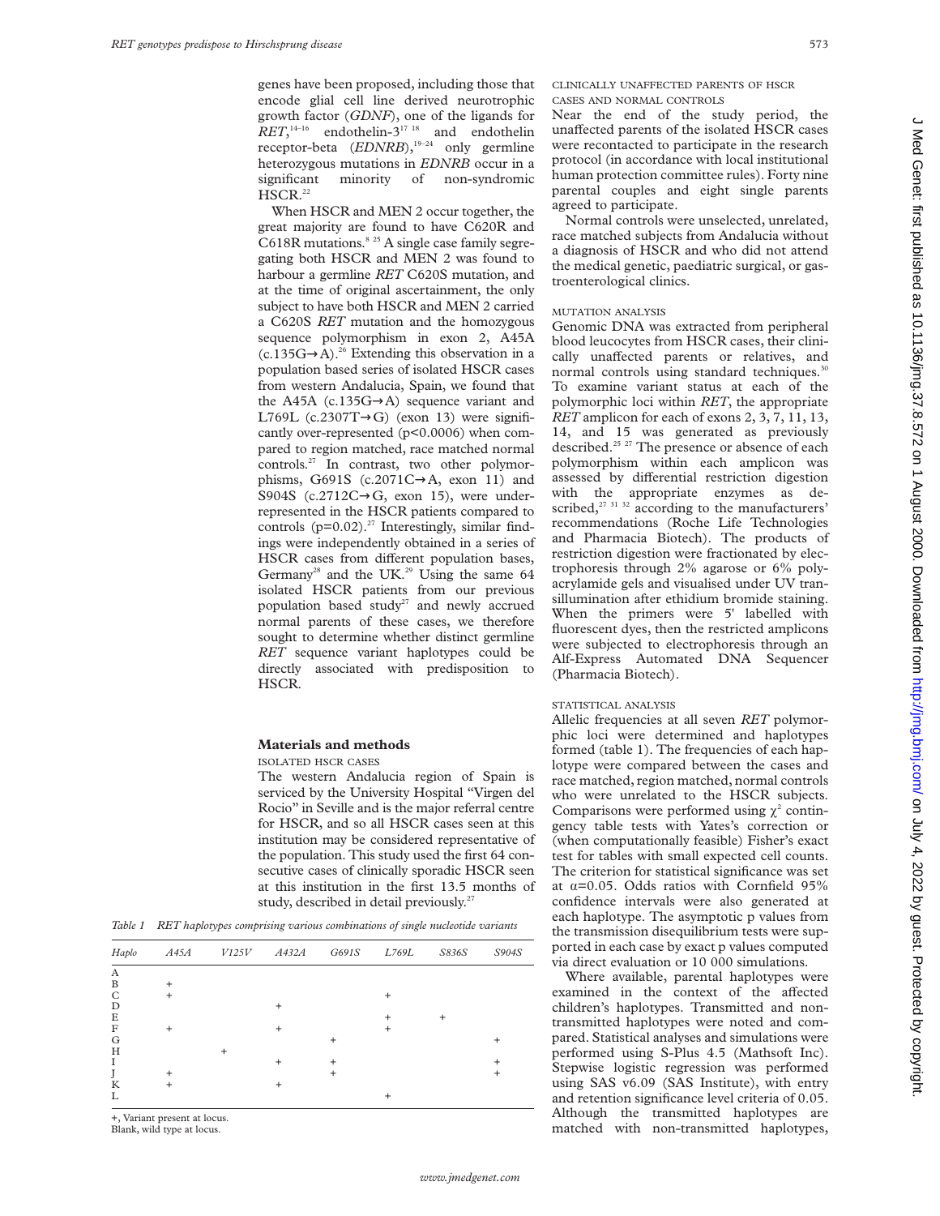genes have been proposed, including those that encode glial cell line derived neurotrophic growth factor (*GDNF*), one of the ligands for *RET*,[14–16] endothelin-3[17 18] and endothelin receptor-beta (*EDNRB*),[19–24] only germline heterozygous mutations in *EDNRB* occur in a significant minority of non-syndromic HSCR.[22]

When HSCR and MEN 2 occur together, the great majority are found to have C620R and C618R mutations.[8 25] A single case family segregating both HSCR and MEN 2 was found to harbour a germline *RET* C620S mutation, and at the time of original ascertainment, the only subject to have both HSCR and MEN 2 carried a C620S *RET* mutation and the homozygous sequence polymorphism in exon 2, A45A (c.135G→A).[26] Extending this observation in a population based series of isolated HSCR cases from western Andalucia, Spain, we found that the A45A (c.135G→A) sequence variant and L769L (c.2307T→G) (exon 13) were significantly over-represented ($p<0.0006$) when compared to region matched, race matched normal controls.[27] In contrast, two other polymorphisms, G691S (c.2071C→A, exon 11) and S904S (c.2712C→G, exon 15), were under-represented in the HSCR patients compared to controls ($p=0.02$).[27] Interestingly, similar findings were independently obtained in a series of HSCR cases from different population bases, Germany[28] and the UK.[29] Using the same 64 isolated HSCR patients from our previous population based study[27] and newly accrued normal parents of these cases, we therefore sought to determine whether distinct germline *RET* sequence variant haplotypes could be directly associated with predisposition to HSCR.

## Materials and methods

### ISOLATED HSCR CASES

The western Andalucia region of Spain is serviced by the University Hospital "Virgen del Rocio" in Seville and is the major referral centre for HSCR, and so all HSCR cases seen at this institution may be considered representative of the population. This study used the first 64 consecutive cases of clinically sporadic HSCR seen at this institution in the first 13.5 months of study, described in detail previously.[27]

*Table 1 RET haplotypes comprising various combinations of single nucleotide variants*

| *Haplo* | *A45A* | *V125V* | *A432A* | *G691S* | *L769L* | *S836S* | *S904S* |
|---|---|---|---|---|---|---|---|
| A | | | | | | | |
| B | + | | | | | | |
| C | + | | | | + | | |
| D | | | + | | | | |
| E | | | | | + | + | |
| F | + | | + | | + | | |
| G | | | | + | | | + |
| H | | + | | | | | |
| I | | | + | + | | | + |
| J | + | | | + | | | + |
| K | + | | + | | | | |
| L | | | | | + | | |

+, Variant present at locus.
Blank, wild type at locus.

### CLINICALLY UNAFFECTED PARENTS OF HSCR CASES AND NORMAL CONTROLS

Near the end of the study period, the unaffected parents of the isolated HSCR cases were recontacted to participate in the research protocol (in accordance with local institutional human protection committee rules). Forty nine parental couples and eight single parents agreed to participate.

Normal controls were unselected, unrelated, race matched subjects from Andalucia without a diagnosis of HSCR and who did not attend the medical genetic, paediatric surgical, or gastroenterological clinics.

### MUTATION ANALYSIS

Genomic DNA was extracted from peripheral blood leucocytes from HSCR cases, their clinically unaffected parents or relatives, and normal controls using standard techniques.[30] To examine variant status at each of the polymorphic loci within *RET*, the appropriate *RET* amplicon for each of exons 2, 3, 7, 11, 13, 14, and 15 was generated as previously described.[25 27] The presence or absence of each polymorphism within each amplicon was assessed by differential restriction digestion with the appropriate enzymes as described,[27 31 32] according to the manufacturers' recommendations (Roche Life Technologies and Pharmacia Biotech). The products of restriction digestion were fractionated by electrophoresis through 2% agarose or 6% polyacrylamide gels and visualised under UV transillumination after ethidium bromide staining. When the primers were 5' labelled with fluorescent dyes, then the restricted amplicons were subjected to electrophoresis through an Alf-Express Automated DNA Sequencer (Pharmacia Biotech).

### STATISTICAL ANALYSIS

Allelic frequencies at all seven *RET* polymorphic loci were determined and haplotypes formed (table 1). The frequencies of each haplotype were compared between the cases and race matched, region matched, normal controls who were unrelated to the HSCR subjects. Comparisons were performed using $\chi^2$ contingency table tests with Yates's correction or (when computationally feasible) Fisher's exact test for tables with small expected cell counts. The criterion for statistical significance was set at $\alpha=0.05$. Odds ratios with Cornfield 95% confidence intervals were also generated at each haplotype. The asymptotic p values from the transmission disequilibrium tests were supported in each case by exact p values computed via direct evaluation or 10 000 simulations.

Where available, parental haplotypes were examined in the context of the affected children's haplotypes. Transmitted and non-transmitted haplotypes were noted and compared. Statistical analyses and simulations were performed using S-Plus 4.5 (Mathsoft Inc). Stepwise logistic regression was performed using SAS v6.09 (SAS Institute), with entry and retention significance level criteria of 0.05. Although the transmitted haplotypes are matched with non-transmitted haplotypes,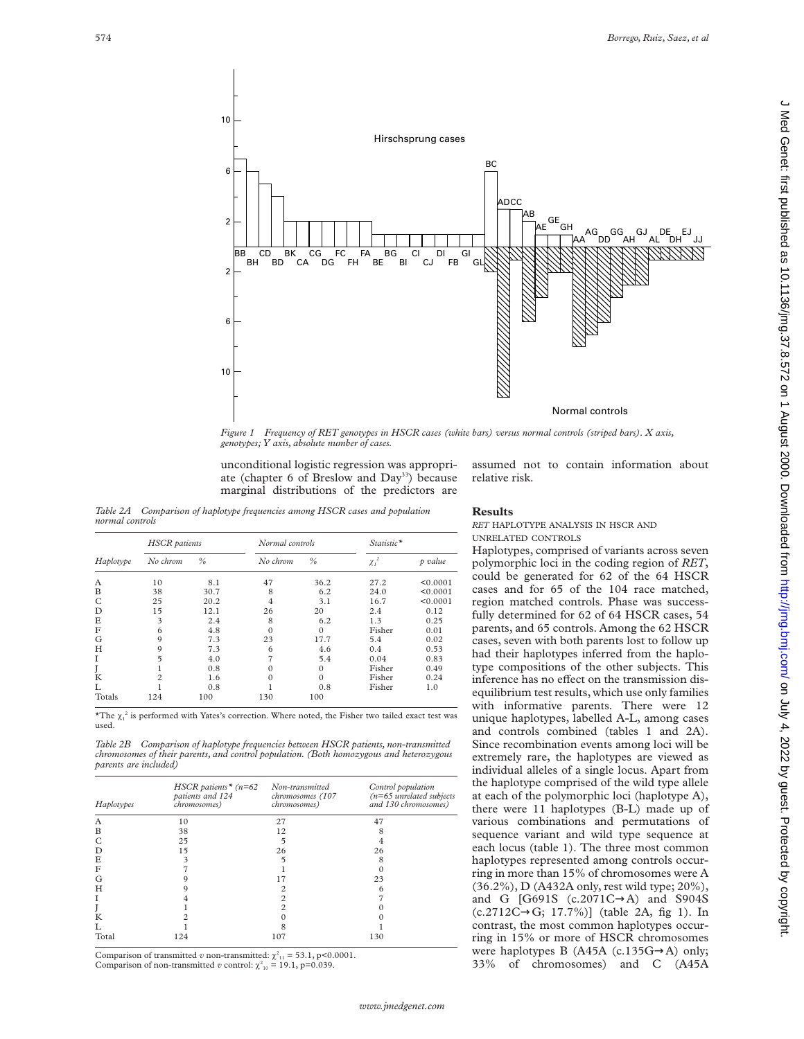Figure 1 Frequency of RET genotypes in HSCR cases (white bars) versus normal controls (striped bars). X axis, genotypes; Y axis, absolute number of cases.

unconditional logistic regression was appropriate (chapter 6 of Breslow and Day[33]) because marginal distributions of the predictors are assumed not to contain information about relative risk.

*Table 2A Comparison of haplotype frequencies among HSCR cases and population normal controls*

| Haplotype | HSCR patients | | Normal controls | | Statistic* | |
|---|---|---|---|---|---|---|
| | No chrom | % | No chrom | % | $\chi_1^2$ | p value |
| A | 10 | 8.1 | 47 | 36.2 | 27.2 | <0.0001 |
| B | 38 | 30.7 | 8 | 6.2 | 24.0 | <0.0001 |
| C | 25 | 20.2 | 4 | 3.1 | 16.7 | <0.0001 |
| D | 15 | 12.1 | 26 | 20 | 2.4 | 0.12 |
| E | 3 | 2.4 | 8 | 6.2 | 1.3 | 0.25 |
| F | 6 | 4.8 | 0 | 0 | Fisher | 0.01 |
| G | 9 | 7.3 | 23 | 17.7 | 5.4 | 0.02 |
| H | 9 | 7.3 | 6 | 4.6 | 0.4 | 0.53 |
| I | 5 | 4.0 | 7 | 5.4 | 0.04 | 0.83 |
| J | 1 | 0.8 | 0 | 0 | Fisher | 0.49 |
| K | 2 | 1.6 | 0 | 0 | Fisher | 0.24 |
| L | 1 | 0.8 | 1 | 0.8 | Fisher | 1.0 |
| Totals | 124 | 100 | 130 | 100 | | |

*The $\chi_1^2$ is performed with Yates's correction. Where noted, the Fisher two tailed exact test was used.

*Table 2B Comparison of haplotype frequencies between HSCR patients, non-transmitted chromosomes of their parents, and control population. (Both homozygous and heterozygous parents are included)*

| Haplotypes | HSCR patients* (n=62 patients and 124 chromosomes) | Non-transmitted chromosomes (107 chromosomes) | Control population (n=65 unrelated subjects and 130 chromosomes) |
|---|---|---|---|
| A | 10 | 27 | 47 |
| B | 38 | 12 | 8 |
| C | 25 | 5 | 4 |
| D | 15 | 26 | 26 |
| E | 3 | 5 | 8 |
| F | 7 | 1 | 0 |
| G | 9 | 17 | 23 |
| H | 9 | 2 | 6 |
| I | 4 | 2 | 7 |
| J | 1 | 2 | 0 |
| K | 2 | 0 | 0 |
| L | 1 | 8 | 1 |
| Total | 124 | 107 | 130 |

Comparison of transmitted v non-transmitted: $\chi^2_{11}$ = 53.1, p<0.0001.
Comparison of non-transmitted v control: $\chi^2_{10}$ = 19.1, p=0.039.

## Results

### RET HAPLOTYPE ANALYSIS IN HSCR AND UNRELATED CONTROLS

Haplotypes, comprised of variants across seven polymorphic loci in the coding region of *RET*, could be generated for 62 of the 64 HSCR cases and for 65 of the 104 race matched, region matched controls. Phase was successfully determined for 62 of 64 HSCR cases, 54 parents, and 65 controls. Among the 62 HSCR cases, seven with both parents lost to follow up had their haplotypes inferred from the haplotype compositions of the other subjects. This inference has no effect on the transmission disequilibrium test results, which use only families with informative parents. There were 12 unique haplotypes, labelled A-L, among cases and controls combined (tables 1 and 2A). Since recombination events among loci will be extremely rare, the haplotypes are viewed as individual alleles of a single locus. Apart from the haplotype comprised of the wild type allele at each of the polymorphic loci (haplotype A), there were 11 haplotypes (B-L) made up of various combinations and permutations of sequence variant and wild type sequence at each locus (table 1). The three most common haplotypes represented among controls occurring in more than 15% of chromosomes were A (36.2%), D (A432A only, rest wild type; 20%), and G [G691S (c.2071C→A) and S904S (c.2712C→G; 17.7%)] (table 2A, fig 1). In contrast, the most common haplotypes occurring in 15% or more of HSCR chromosomes were haplotypes B (A45A (c.135G→A) only; 33% of chromosomes) and C (A45A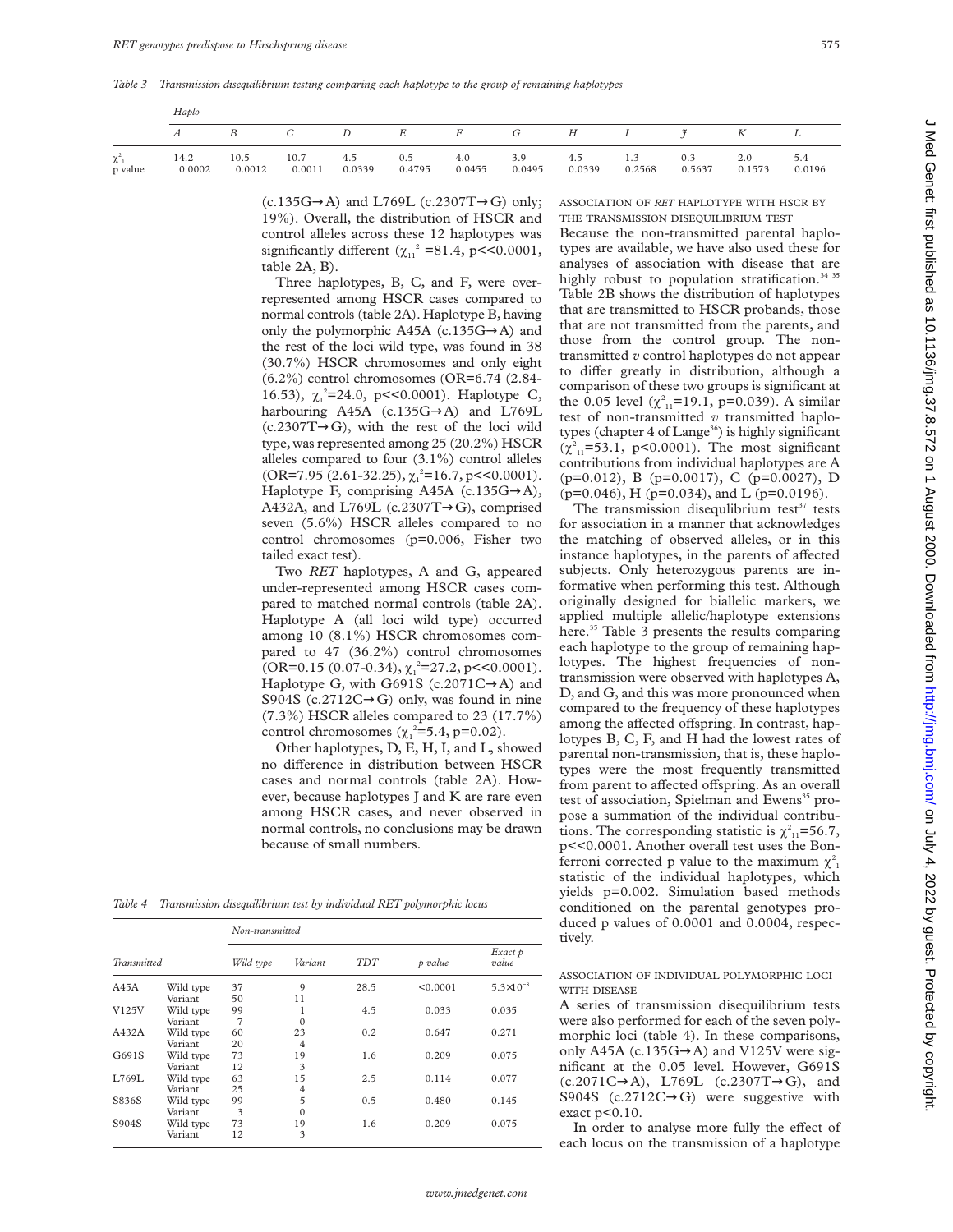*Table 3 Transmission disequilibrium testing comparing each haplotype to the group of remaining haplotypes*

| | Haplo | | | | | | | | | | | |
|---|---|---|---|---|---|---|---|---|---|---|---|---|
| | A | B | C | D | E | F | G | H | I | J | K | L |
| $\chi^2_1$ | 14.2 | 10.5 | 10.7 | 4.5 | 0.5 | 4.0 | 3.9 | 4.5 | 1.3 | 0.3 | 2.0 | 5.4 |
| p value | 0.0002 | 0.0012 | 0.0011 | 0.0339 | 0.4795 | 0.0455 | 0.0495 | 0.0339 | 0.2568 | 0.5637 | 0.1573 | 0.0196 |

(c.135G→A) and L769L (c.2307T→G) only; 19%). Overall, the distribution of HSCR and control alleles across these 12 haplotypes was significantly different ($\chi^2_{11}$ =81.4, p<<0.0001, table 2A, B).

Three haplotypes, B, C, and F, were over-represented among HSCR cases compared to normal controls (table 2A). Haplotype B, having only the polymorphic A45A (c.135G→A) and the rest of the loci wild type, was found in 38 (30.7%) HSCR chromosomes and only eight (6.2%) control chromosomes (OR=6.74 (2.84-16.53), $\chi^2_1$=24.0, p<<0.0001). Haplotype C, harbouring A45A (c.135G→A) and L769L (c.2307T→G), with the rest of the loci wild type, was represented among 25 (20.2%) HSCR alleles compared to four (3.1%) control alleles (OR=7.95 (2.61-32.25), $\chi^2_1$=16.7, p<<0.0001). Haplotype F, comprising A45A (c.135G→A), A432A, and L769L (c.2307T→G), comprised seven (5.6%) HSCR alleles compared to no control chromosomes (p=0.006, Fisher two tailed exact test).

Two *RET* haplotypes, A and G, appeared under-represented among HSCR cases compared to matched normal controls (table 2A). Haplotype A (all loci wild type) occurred among 10 (8.1%) HSCR chromosomes compared to 47 (36.2%) control chromosomes (OR=0.15 (0.07-0.34), $\chi^2_1$=27.2, p<<0.0001). Haplotype G, with G691S (c.2071C→A) and S904S (c.2712C→G) only, was found in nine (7.3%) HSCR alleles compared to 23 (17.7%) control chromosomes ($\chi^2_1$=5.4, p=0.02).

Other haplotypes, D, E, H, I, and L, showed no difference in distribution between HSCR cases and normal controls (table 2A). However, because haplotypes J and K are rare even among HSCR cases, and never observed in normal controls, no conclusions may be drawn because of small numbers.

### ASSOCIATION OF *RET* HAPLOTYPE WITH HSCR BY THE TRANSMISSION DISEQUILIBRIUM TEST

Because the non-transmitted parental haplotypes are available, we have also used these for analyses of association with disease that are highly robust to population stratification.[34 35] Table 2B shows the distribution of haplotypes that are transmitted to HSCR probands, those that are not transmitted from the parents, and those from the control group. The non-transmitted *v* control haplotypes do not appear to differ greatly in distribution, although a comparison of these two groups is significant at the 0.05 level ($\chi^2_{11}$=19.1, p=0.039). A similar test of non-transmitted *v* transmitted haplotypes (chapter 4 of Lange[36]) is highly significant ($\chi^2_{11}$=53.1, p<0.0001). The most significant contributions from individual haplotypes are A (p=0.012), B (p=0.0017), C (p=0.0027), D (p=0.046), H (p=0.034), and L (p=0.0196).

The transmission disequilibrium test[37] tests for association in a manner that acknowledges the matching of observed alleles, or in this instance haplotypes, in the parents of affected subjects. Only heterozygous parents are informative when performing this test. Although originally designed for biallelic markers, we applied multiple allelic/haplotype extensions here.[35] Table 3 presents the results comparing each haplotype to the group of remaining haplotypes. The highest frequencies of non-transmission were observed with haplotypes A, D, and G, and this was more pronounced when compared to the frequency of these haplotypes among the affected offspring. In contrast, haplotypes B, C, F, and H had the lowest rates of parental non-transmission, that is, these haplotypes were the most frequently transmitted from parent to affected offspring. As an overall test of association, Spielman and Ewens[35] propose a summation of the individual contributions. The corresponding statistic is $\chi^2_{11}$=56.7, p<<0.0001. Another overall test uses the Bonferroni corrected p value to the maximum $\chi^2_1$ statistic of the individual haplotypes, which yields p=0.002. Simulation based methods conditioned on the parental genotypes produced p values of 0.0001 and 0.0004, respectively.

*Table 4 Transmission disequilibrium test by individual RET polymorphic locus*

| Transmitted | | Non-transmitted Wild type | Variant | TDT | p value | Exact p value |
|---|---|---|---|---|---|---|
| A45A | Wild type | 37 | 9 | 28.5 | <0.0001 | $5.3\times10^{-8}$ |
| | Variant | 50 | 11 | | | |
| V125V | Wild type | 99 | 1 | 4.5 | 0.033 | 0.035 |
| | Variant | 7 | 0 | | | |
| A432A | Wild type | 60 | 23 | 0.2 | 0.647 | 0.271 |
| | Variant | 20 | 4 | | | |
| G691S | Wild type | 73 | 19 | 1.6 | 0.209 | 0.075 |
| | Variant | 12 | 3 | | | |
| L769L | Wild type | 63 | 15 | 2.5 | 0.114 | 0.077 |
| | Variant | 25 | 4 | | | |
| S836S | Wild type | 99 | 5 | 0.5 | 0.480 | 0.145 |
| | Variant | 3 | 0 | | | |
| S904S | Wild type | 73 | 19 | 1.6 | 0.209 | 0.075 |
| | Variant | 12 | 3 | | | |

### ASSOCIATION OF INDIVIDUAL POLYMORPHIC LOCI WITH DISEASE

A series of transmission disequilibrium tests were also performed for each of the seven polymorphic loci (table 4). In these comparisons, only A45A (c.135G→A) and V125V were significant at the 0.05 level. However, G691S (c.2071C→A), L769L (c.2307T→G), and S904S (c.2712C→G) were suggestive with exact p<0.10.

In order to analyse more fully the effect of each locus on the transmission of a haplotype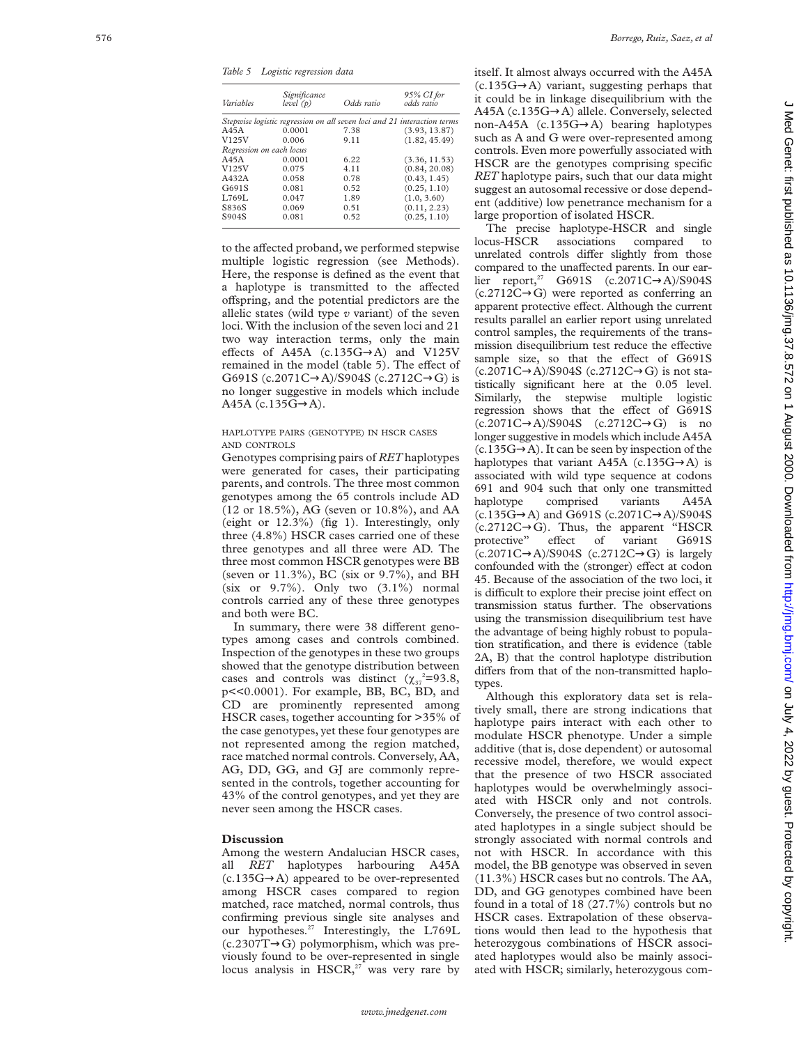*Table 5 Logistic regression data*

| Variables | Significance level (p) | Odds ratio | 95% CI for odds ratio |
|---|---|---|---|
| *Stepwise logistic regression on all seven loci and 21 interaction terms* | | | |
| A45A | 0.0001 | 7.38 | (3.93, 13.87) |
| V125V | 0.006 | 9.11 | (1.82, 45.49) |
| *Regression on each locus* | | | |
| A45A | 0.0001 | 6.22 | (3.36, 11.53) |
| V125V | 0.075 | 4.11 | (0.84, 20.08) |
| A432A | 0.058 | 0.78 | (0.43, 1.45) |
| G691S | 0.081 | 0.52 | (0.25, 1.10) |
| L769L | 0.047 | 1.89 | (1.0, 3.60) |
| S836S | 0.069 | 0.51 | (0.11, 2.23) |
| S904S | 0.081 | 0.52 | (0.25, 1.10) |

to the affected proband, we performed stepwise multiple logistic regression (see Methods). Here, the response is defined as the event that a haplotype is transmitted to the affected offspring, and the potential predictors are the allelic states (wild type *v* variant) of the seven loci. With the inclusion of the seven loci and 21 two way interaction terms, only the main effects of A45A (c.135G→A) and V125V remained in the model (table 5). The effect of G691S (c.2071C→A)/S904S (c.2712C→G) is no longer suggestive in models which include A45A (c.135G→A).

### HAPLOTYPE PAIRS (GENOTYPE) IN HSCR CASES AND CONTROLS

Genotypes comprising pairs of *RET* haplotypes were generated for cases, their participating parents, and controls. The three most common genotypes among the 65 controls include AD (12 or 18.5%), AG (seven or 10.8%), and AA (eight or 12.3%) (fig 1). Interestingly, only three (4.8%) HSCR cases carried one of these three genotypes and all three were AD. The three most common HSCR genotypes were BB (seven or 11.3%), BC (six or 9.7%), and BH (six or 9.7%). Only two (3.1%) normal controls carried any of these three genotypes and both were BC.

In summary, there were 38 different genotypes among cases and controls combined. Inspection of the genotypes in these two groups showed that the genotype distribution between cases and controls was distinct ($\chi_{37}^2$=93.8, p<<0.0001). For example, BB, BC, BD, and CD are prominently represented among HSCR cases, together accounting for >35% of the case genotypes, yet these four genotypes are not represented among the region matched, race matched normal controls. Conversely, AA, AG, DD, GG, and GJ are commonly represented in the controls, together accounting for 43% of the control genotypes, and yet they are never seen among the HSCR cases.

## Discussion

Among the western Andalucian HSCR cases, all *RET* haplotypes harbouring A45A (c.135G→A) appeared to be over-represented among HSCR cases compared to region matched, race matched, normal controls, thus confirming previous single site analyses and our hypotheses.[27] Interestingly, the L769L (c.2307T→G) polymorphism, which was previously found to be over-represented in single locus analysis in HSCR,[27] was very rare by itself. It almost always occurred with the A45A (c.135G→A) variant, suggesting perhaps that it could be in linkage disequilibrium with the A45A (c.135G→A) allele. Conversely, selected non-A45A (c.135G→A) bearing haplotypes such as A and G were over-represented among controls. Even more powerfully associated with HSCR are the genotypes comprising specific *RET* haplotype pairs, such that our data might suggest an autosomal recessive or dose dependent (additive) low penetrance mechanism for a large proportion of isolated HSCR.

The precise haplotype-HSCR and single locus-HSCR associations compared to unrelated controls differ slightly from those compared to the unaffected parents. In our earlier report,[27] G691S (c.2071C→A)/S904S (c.2712C→G) were reported as conferring an apparent protective effect. Although the current results parallel an earlier report using unrelated control samples, the requirements of the transmission disequilibrium test reduce the effective sample size, so that the effect of G691S (c.2071C→A)/S904S (c.2712C→G) is not statistically significant here at the 0.05 level. Similarly, the stepwise multiple logistic regression shows that the effect of G691S (c.2071C→A)/S904S (c.2712C→G) is no longer suggestive in models which include A45A (c.135G→A). It can be seen by inspection of the haplotypes that variant A45A (c.135G→A) is associated with wild type sequence at codons 691 and 904 such that only one transmitted haplotype comprised variants A45A (c.135G→A) and G691S (c.2071C→A)/S904S (c.2712C→G). Thus, the apparent "HSCR protective" effect of variant G691S (c.2071C→A)/S904S (c.2712C→G) is largely confounded with the (stronger) effect at codon 45. Because of the association of the two loci, it is difficult to explore their precise joint effect on transmission status further. The observations using the transmission disequilibrium test have the advantage of being highly robust to population stratification, and there is evidence (table 2A, B) that the control haplotype distribution differs from that of the non-transmitted haplotypes.

Although this exploratory data set is relatively small, there are strong indications that haplotype pairs interact with each other to modulate HSCR phenotype. Under a simple additive (that is, dose dependent) or autosomal recessive model, therefore, we would expect that the presence of two HSCR associated haplotypes would be overwhelmingly associated with HSCR only and not controls. Conversely, the presence of two control associated haplotypes in a single subject should be strongly associated with normal controls and not with HSCR. In accordance with this model, the BB genotype was observed in seven (11.3%) HSCR cases but no controls. The AA, DD, and GG genotypes combined have been found in a total of 18 (27.7%) controls but no HSCR cases. Extrapolation of these observations would then lead to the hypothesis that heterozygous combinations of HSCR associated haplotypes would also be mainly associated with HSCR; similarly, heterozygous com-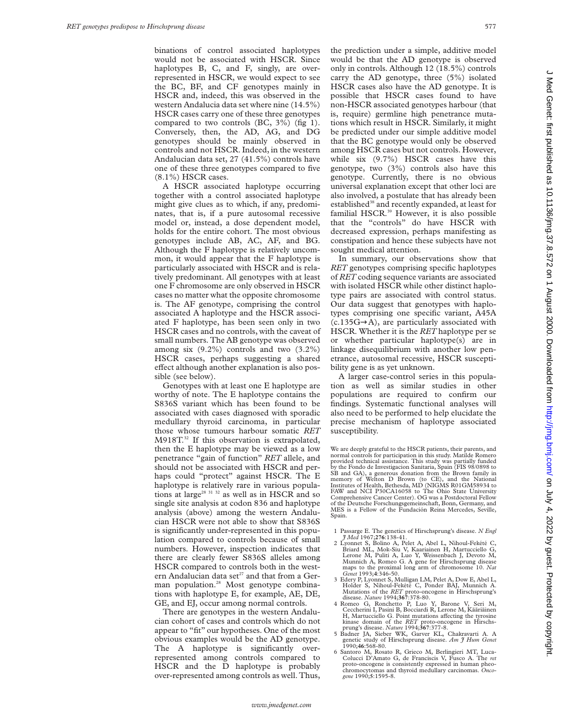binations of control associated haplotypes would not be associated with HSCR. Since haplotypes B, C, and F, singly, are overrepresented in HSCR, we would expect to see the BC, BF, and CF genotypes mainly in HSCR and, indeed, this was observed in the western Andalucia data set where nine (14.5%) HSCR cases carry one of these three genotypes compared to two controls (BC, 3%) (fig 1). Conversely, then, the AD, AG, and DG genotypes should be mainly observed in controls and not HSCR. Indeed, in the western Andalucian data set, 27 (41.5%) controls have one of these three genotypes compared to five (8.1%) HSCR cases.

A HSCR associated haplotype occurring together with a control associated haplotype might give clues as to which, if any, predominates, that is, if a pure autosomal recessive model or, instead, a dose dependent model, holds for the entire cohort. The most obvious genotypes include AB, AC, AF, and BG. Although the F haplotype is relatively uncommon, it would appear that the F haplotype is particularly associated with HSCR and is relatively predominant. All genotypes with at least one F chromosome are only observed in HSCR cases no matter what the opposite chromosome is. The AF genotype, comprising the control associated A haplotype and the HSCR associated F haplotype, has been seen only in two HSCR cases and no controls, with the caveat of small numbers. The AB genotype was observed among six (9.2%) controls and two (3.2%) HSCR cases, perhaps suggesting a shared effect although another explanation is also possible (see below).

Genotypes with at least one E haplotype are worthy of note. The E haplotype contains the S836S variant which has been found to be associated with cases diagnosed with sporadic medullary thyroid carcinoma, in particular those whose tumours harbour somatic *RET* M918T.[32] If this observation is extrapolated, then the E haplotype may be viewed as a low penetrance "gain of function" *RET* allele, and should not be associated with HSCR and perhaps could "protect" against HSCR. The E haplotype is relatively rare in various populations at large[28 31 32] as well as in HSCR and so single site analysis at codon 836 and haplotype analysis (above) among the western Andalucian HSCR were not able to show that S836S is significantly under-represented in this population compared to controls because of small numbers. However, inspection indicates that there are clearly fewer S836S alleles among HSCR compared to controls both in the western Andalucian data set[27] and that from a German population.[28] Most genotype combinations with haplotype E, for example, AE, DE, GE, and EJ, occur among normal controls.

There are genotypes in the western Andalucian cohort of cases and controls which do not appear to "fit" our hypotheses. One of the most obvious examples would be the AD genotype. The A haplotype is significantly overrepresented among controls compared to HSCR and the D haplotype is probably over-represented among controls as well. Thus, the prediction under a simple, additive model would be that the AD genotype is observed only in controls. Although 12 (18.5%) controls carry the AD genotype, three (5%) isolated HSCR cases also have the AD genotype. It is possible that HSCR cases found to have non-HSCR associated genotypes harbour (that is, require) germline high penetrance mutations which result in HSCR. Similarly, it might be predicted under our simple additive model that the BC genotype would only be observed among HSCR cases but not controls. However, while six (9.7%) HSCR cases have this genotype, two (3%) controls also have this genotype. Currently, there is no obvious universal explanation except that other loci are also involved, a postulate that has already been established[38] and recently expanded, at least for familial HSCR.[39] However, it is also possible that the "controls" do have HSCR with decreased expression, perhaps manifesting as constipation and hence these subjects have not sought medical attention.

In summary, our observations show that *RET* genotypes comprising specific haplotypes of *RET* coding sequence variants are associated with isolated HSCR while other distinct haplotype pairs are associated with control status. Our data suggest that genotypes with haplotypes comprising one specific variant, A45A (c.135G→A), are particularly associated with HSCR. Whether it is the *RET* haplotype per se or whether particular haplotype(s) are in linkage disequilibrium with another low penetrance, autosomal recessive, HSCR susceptibility gene is as yet unknown.

A larger case-control series in this population as well as similar studies in other populations are required to confirm our findings. Systematic functional analyses will also need to be performed to help elucidate the precise mechanism of haplotype associated susceptibility.

We are deeply grateful to the HSCR patients, their parents, and normal controls for participation in this study. Matilde Romero provided technical assistance. This study was partially funded by the Fondo de Investigacion Sanitaria, Spain (FIS 98/0898 to SB and GA), a generous donation from the Brown family in memory of Welton D Brown (to CE), and the National Institutes of Health, Bethesda, MD (NIGMS R01GM58934 to FAW and NCI P30CA16058 to The Ohio State University Comprehensive Cancer Center). OG was a Postdoctoral Fellow of the Deutsche Forschungsgemeinschaft, Bonn, Germany, and MES is a Fellow of the Fundación Reina Mercedes, Seville, Spain.

1 Passarge E. The genetics of Hirschsprung's disease. *N Engl J Med* 1967;**276**:138-41.
2 Lyonnet S, Bolino A, Pelet A, Abel L, Nihoul-Fekété C, Briard ML, Mok-Siu V, Kaariainen H, Martucciello G, Lerone M, Puliti A, Luo Y, Weissenbach J, Devoto M, Munnich A, Romeo G. A gene for Hirschsprung disease maps to the proximal long arm of chromosome 10. *Nat Genet* 1993;**4**:346-50.
3 Edery P, Lyonnet S, Mulligan LM, Pelet A, Dow E, Abel L, Holder S, Nihoul-Fekété C, Ponder BAJ, Munnich A. Mutations of the *RET* proto-oncogene in Hirschsprung's disease. *Nature* 1994;**367**:378-80.
4 Romeo G, Ronchetto P, Luo Y, Barone V, Seri M, Ceccherini I, Pasini B, Bocciardi R, Lerone M, Kääriäinen H, Martucciello G. Point mutations affecting the tyrosine kinase domain of the *RET* proto-oncogene in Hirschsprung's disease. *Nature* 1994;**367**:377-8.
5 Badner JA, Sieber WK, Garver KL, Chakravarti A. A genetic study of Hirschsprung disease. *Am J Hum Genet* 1990;**46**:568-80.
6 Santoro M, Rosato R, Grieco M, Berlingieri MT, Luca-Colucci D'Amato G, de Franciscis V, Fusco A. The *ret* proto-oncogene is consistently expressed in human pheochromocytomas and thyroid medullary carcinomas. *Oncogene* 1990;**5**:1595-8.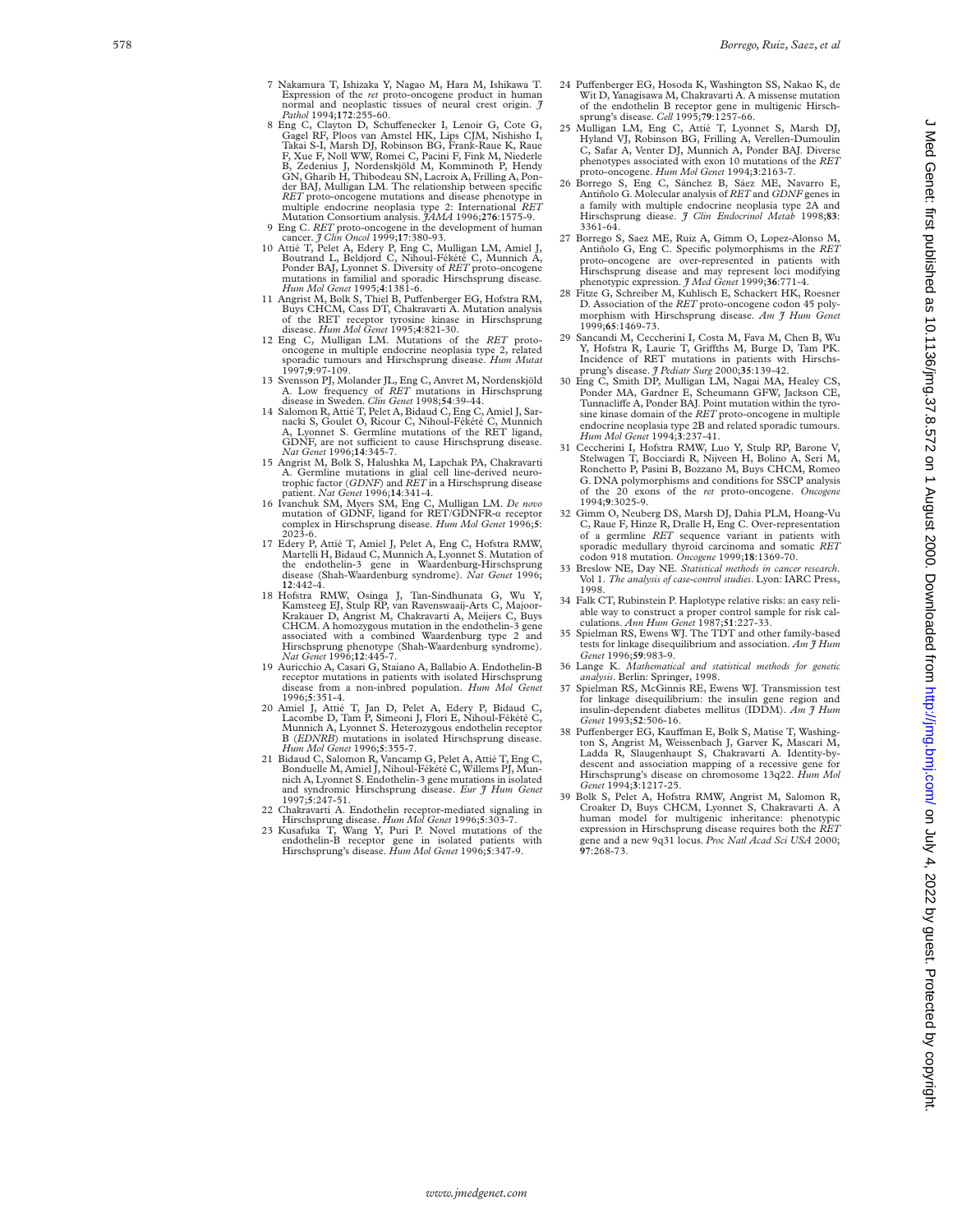7 Nakamura T, Ishizaka Y, Nagao M, Hara M, Ishikawa T. Expression of the *ret* proto-oncogene product in human normal and neoplastic tissues of neural crest origin. *J Pathol* 1994;**172**:255-60.

8 Eng C, Clayton D, Schuffenecker I, Lenoir G, Cote G, Gagel RF, Ploos van Amstel HK, Lips CJM, Nishisho I, Takai S-I, Marsh DJ, Robinson BG, Frank-Raue K, Raue F, Xue F, Noll WW, Romei C, Pacini F, Fink M, Niederle B, Zedenius J, Nordenskjöld M, Komminoth P, Hendy GN, Gharib H, Thibodeau SN, Lacroix A, Frilling A, Ponder BAJ, Mulligan LM. The relationship between specific *RET* proto-oncogene mutations and disease phenotype in multiple endocrine neoplasia type 2: International *RET* Mutation Consortium analysis. *JAMA* 1996;**276**:1575-9.

9 Eng C. *RET* proto-oncogene in the development of human cancer. *J Clin Oncol* 1999;**17**:380-93.

10 Attié T, Pelet A, Edery P, Eng C, Mulligan LM, Amiel J, Boutrand L, Beldjord C, Nihoul-Fékété C, Munnich A, Ponder BAJ, Lyonnet S. Diversity of *RET* proto-oncogene mutations in familial and sporadic Hirschsprung disease. *Hum Mol Genet* 1995;**4**:1381-6.

11 Angrist M, Bolk S, Thiel B, Puffenberger EG, Hofstra RM, Buys CHCM, Cass DT, Chakravarti A. Mutation analysis of the RET receptor tyrosine kinase in Hirschsprung disease. *Hum Mol Genet* 1995;**4**:821-30.

12 Eng C, Mulligan LM. Mutations of the *RET* proto-oncogene in multiple endocrine neoplasia type 2, related sporadic tumours and Hirschsprung disease. *Hum Mutat* 1997;**9**:97-109.

13 Svensson PJ, Molander JL, Eng C, Anvret M, Nordenskjöld A. Low frequency of *RET* mutations in Hirschsprung disease in Sweden. *Clin Genet* 1998;**54**:39-44.

14 Salomon R, Attié T, Pelet A, Bidaud C, Eng C, Amiel J, Sarnacki S, Goulet O, Ricour C, Nihoul-Fékété C, Munnich A, Lyonnet S. Germline mutations of the RET ligand, GDNF, are not sufficient to cause Hirschsprung disease. *Nat Genet* 1996;**14**:345-7.

15 Angrist M, Bolk S, Halushka M, Lapchak PA, Chakravarti A. Germline mutations in glial cell line-derived neurotrophic factor (*GDNF*) and *RET* in a Hirschsprung disease patient. *Nat Genet* 1996;**14**:341-4.

16 Ivanchuk SM, Myers SM, Eng C, Mulligan LM. *De novo* mutation of GDNF, ligand for RET/GDNFR-$\alpha$ receptor complex in Hirschsprung disease. *Hum Mol Genet* 1996;**5**:2023-6.

17 Edery P, Attié T, Amiel J, Pelet A, Eng C, Hofstra RMW, Martelli H, Bidaud C, Munnich A, Lyonnet S. Mutation of the endothelin-3 gene in Waardenburg-Hirschsprung disease (Shah-Waardenburg syndrome). *Nat Genet* 1996; **12**:442-4.

18 Hofstra RMW, Osinga J, Tan-Sindhunata G, Wu Y, Kamsteeg EJ, Stulp RP, van Ravenswaaij-Arts C, Majoor-Krakauer D, Angrist M, Chakravarti A, Meijers C, Buys CHCM. A homozygous mutation in the endothelin-3 gene associated with a combined Waardenburg type 2 and Hirschsprung phenotype (Shah-Waardenburg syndrome). *Nat Genet* 1996;**12**:445-7.

19 Auricchio A, Casari G, Staiano A, Ballabio A. Endothelin-B receptor mutations in patients with isolated Hirschsprung disease from a non-inbred population. *Hum Mol Genet* 1996;**5**:351-4.

20 Amiel J, Attié T, Jan D, Pelet A, Edery P, Bidaud C, Lacombe D, Tam P, Simeoni J, Flori E, Nihoul-Fékété C, Munnich A, Lyonnet S. Heterozygous endothelin receptor B (*EDNRB*) mutations in isolated Hirschsprung disease. *Hum Mol Genet* 1996;**5**:355-7.

21 Bidaud C, Salomon R, Vancamp G, Pelet A, Attié T, Eng C, Bonduelle M, Amiel J, Nihoul-Fékété C, Willems PJ, Munnich A, Lyonnet S. Endothelin-3 gene mutations in isolated and syndromic Hirschsprung disease. *Eur J Hum Genet* 1997;**5**:247-51.

22 Chakravarti A. Endothelin receptor-mediated signaling in Hirschsprung disease. *Hum Mol Genet* 1996;**5**:303-7.

23 Kusafuka T, Wang Y, Puri P. Novel mutations of the endothelin-B receptor gene in isolated patients with Hirschsprung's disease. *Hum Mol Genet* 1996;**5**:347-9.

24 Puffenberger EG, Hosoda K, Washington SS, Nakao K, de Wit D, Yanagisawa M, Chakravarti A. A missense mutation of the endothelin B receptor gene in multigenic Hirschsprung's disease. *Cell* 1995;**79**:1257-66.

25 Mulligan LM, Eng C, Attié T, Lyonnet S, Marsh DJ, Hyland VJ, Robinson BG, Frilling A, Verellen-Dumoulin C, Safar A, Venter DJ, Munnich A, Ponder BAJ. Diverse phenotypes associated with exon 10 mutations of the *RET* proto-oncogene. *Hum Mol Genet* 1994;**3**:2163-7.

26 Borrego S, Eng C, Sánchez B, Sáez ME, Navarro E, Antiñolo G. Molecular analysis of *RET* and *GDNF* genes in a family with multiple endocrine neoplasia type 2A and Hirschsprung diease. *J Clin Endocrinol Metab* 1998;**83**:3361-64.

27 Borrego S, Saez ME, Ruiz A, Gimm O, Lopez-Alonso M, Antiñolo G, Eng C. Specific polymorphisms in the *RET* proto-oncogene are over-represented in patients with Hirschsprung disease and may represent loci modifying phenotypic expression. *J Med Genet* 1999;**36**:771-4.

28 Fitze G, Schreiber M, Kuhlisch E, Schackert HK, Roesner D. Association of the *RET* proto-oncogene codon 45 polymorphism with Hirschsprung disease. *Am J Hum Genet* 1999;**65**:1469-73.

29 Sancandi M, Ceccherini I, Costa M, Fava M, Chen B, Wu Y, Hofstra R, Laurie T, Griffths M, Burge D, Tam PK. Incidence of RET mutations in patients with Hirschsprung's disease. *J Pediatr Surg* 2000;**35**:139-42.

30 Eng C, Smith DP, Mulligan LM, Nagai MA, Healey CS, Ponder MA, Gardner E, Scheumann GFW, Jackson CE, Tunnacliffe A, Ponder BAJ. Point mutation within the tyrosine kinase domain of the *RET* proto-oncogene in multiple endocrine neoplasia type 2B and related sporadic tumours. *Hum Mol Genet* 1994;**3**:237-41.

31 Ceccherini I, Hofstra RMW, Luo Y, Stulp RP, Barone V, Stelwagen T, Bocciardi R, Nijveen H, Bolino A, Seri M, Ronchetto P, Pasini B, Bozzano M, Buys CHCM, Romeo G. DNA polymorphisms and conditions for SSCP analysis of the 20 exons of the *ret* proto-oncogene. *Oncogene* 1994;**9**:3025-9.

32 Gimm O, Neuberg DS, Marsh DJ, Dahia PLM, Hoang-Vu C, Raue F, Hinze R, Dralle H, Eng C. Over-representation of a germline *RET* sequence variant in patients with sporadic medullary thyroid carcinoma and somatic *RET* codon 918 mutation. *Oncogene* 1999;**18**:1369-70.

33 Breslow NE, Day NE. *Statistical methods in cancer research*. Vol 1. *The analysis of case-control studies*. Lyon: IARC Press, 1998.

34 Falk CT, Rubinstein P. Haplotype relative risks: an easy reliable way to construct a proper control sample for risk calculations. *Ann Hum Genet* 1987;**51**:227-33.

35 Spielman RS, Ewens WJ. The TDT and other family-based tests for linkage disequilibrium and association. *Am J Hum Genet* 1996;**59**:983-9.

36 Lange K. *Mathematical and statistical methods for genetic analysis*. Berlin: Springer, 1998.

37 Spielman RS, McGinnis RE, Ewens WJ. Transmission test for linkage disequilibrium: the insulin gene region and insulin-dependent diabetes mellitus (IDDM). *Am J Hum Genet* 1993;**52**:506-16.

38 Puffenberger EG, Kauffman E, Bolk S, Matise T, Washington S, Angrist M, Weissenbach J, Garver K, Mascari M, Ladda R, Slaugenhaupt S, Chakravarti A. Identity-by-descent and association mapping of a recessive gene for Hirschsprung's disease on chromosome 13q22. *Hum Mol Genet* 1994;**3**:1217-25.

39 Bolk S, Pelet A, Hofstra RMW, Angrist M, Salomon R, Croaker D, Buys CHCM, Lyonnet S, Chakravarti A. A human model for multigenic inheritance: phenotypic expression in Hirschsprung disease requires both the *RET* gene and a new 9q31 locus. *Proc Natl Acad Sci USA* 2000; **97**:268-73.